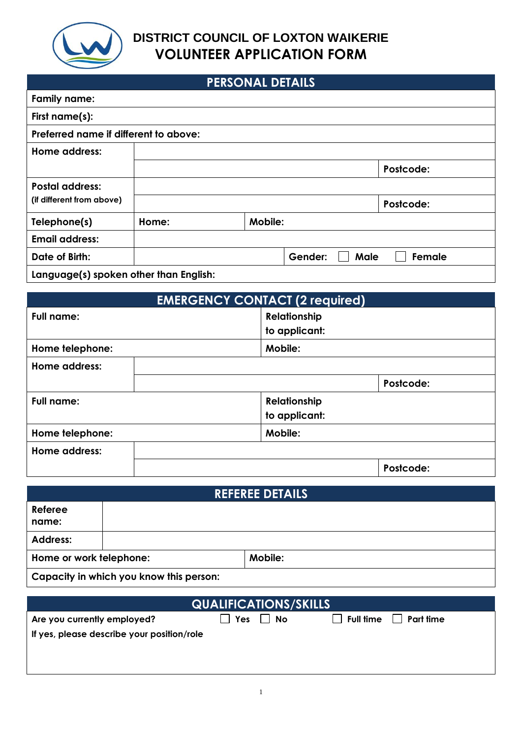# DISTRICT COUNCIL OF LOXTON WAIKERIE
# VOLUNTEER APPLICATION FORM

## PERSONAL DETAILS

| | | | | |
|---|---|---|---|---|
| **Family name:** | | | | |
| **First name(s):** | | | | |
| **Preferred name if different to above:** | | | | |
| **Home address:** | | | | |
| | | | | **Postcode:** |
| **Postal address:** | | | | |
| (if different from above) | | | | **Postcode:** |
| **Telephone(s)** | **Home:** | **Mobile:** | | |
| **Email address:** | | | | |
| **Date of Birth:** | | | **Gender:** ☐ **Male** ☐ **Female** | |
| **Language(s) spoken other than English:** | | | | |

## EMERGENCY CONTACT (2 required)

| | | | |
|---|---|---|---|
| **Full name:** | | **Relationship to applicant:** | |
| **Home telephone:** | | **Mobile:** | |
| **Home address:** | | | |
| | | | **Postcode:** |
| **Full name:** | | **Relationship to applicant:** | |
| **Home telephone:** | | **Mobile:** | |
| **Home address:** | | | |
| | | | **Postcode:** |

## REFEREE DETAILS

| | | |
|---|---|---|
| **Referee name:** | | |
| **Address:** | | |
| **Home or work telephone:** | | **Mobile:** |
| **Capacity in which you know this person:** | | |

## QUALIFICATIONS/SKILLS

**Are you currently employed?** ☐ **Yes** ☐ **No** ☐ **Full time** ☐ **Part time**

**If yes, please describe your position/role**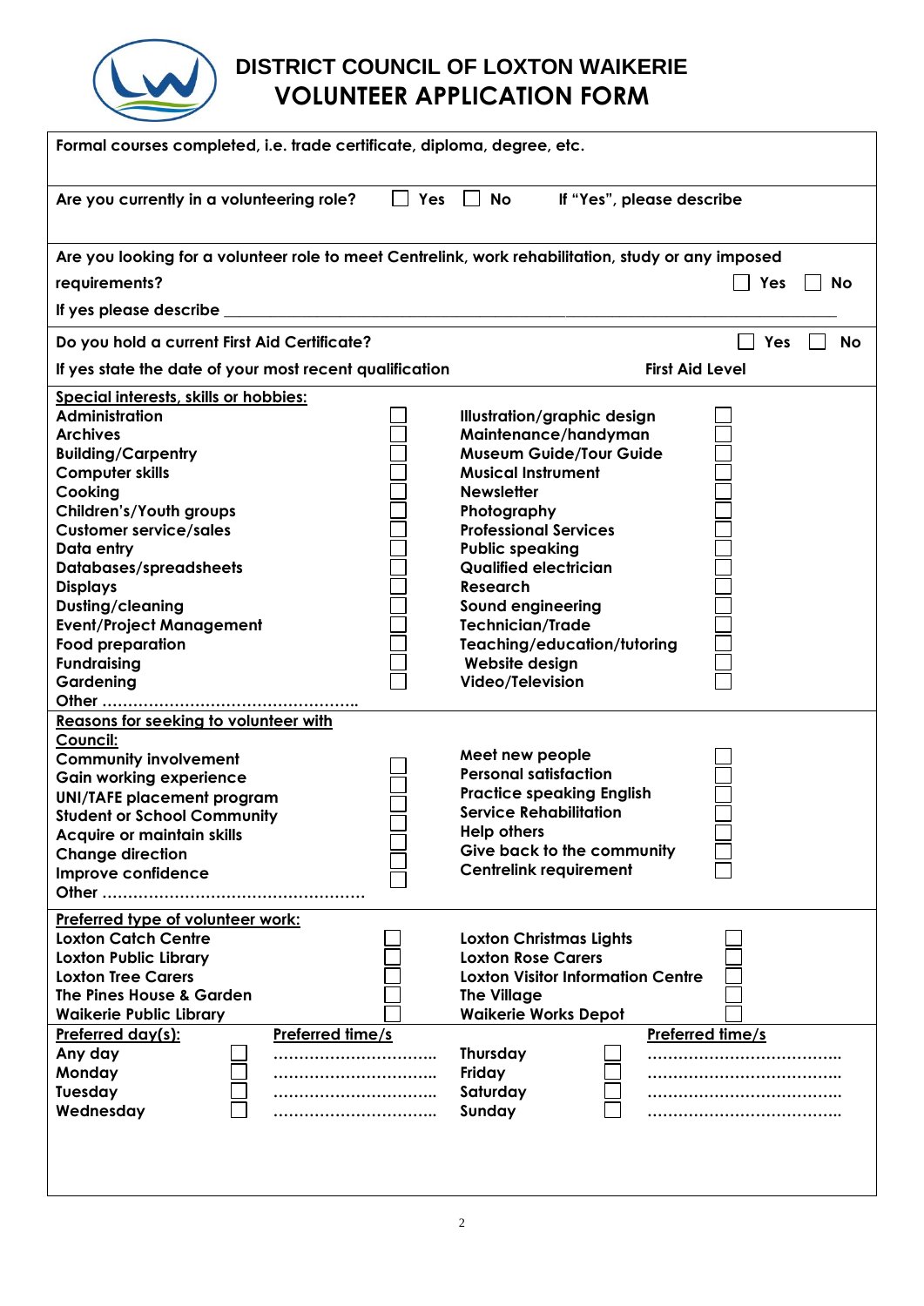# DISTRICT COUNCIL OF LOXTON WAIKERIE
## VOLUNTEER APPLICATION FORM

**Formal courses completed, i.e. trade certificate, diploma, degree, etc.**

**Are you currently in a volunteering role?** ☐ Yes ☐ No **If "Yes", please describe**

**Are you looking for a volunteer role to meet Centrelink, work rehabilitation, study or any imposed requirements?** ☐ Yes ☐ No

**If yes please describe** ____________________________________________

**Do you hold a current First Aid Certificate?** ☐ Yes ☐ No

**If yes state the date of your most recent qualification** **First Aid Level**

**Special interests, skills or hobbies:**

| | | | |
|---|---|---|---|
| Administration | ☐ | Illustration/graphic design | ☐ |
| Archives | ☐ | Maintenance/handyman | ☐ |
| Building/Carpentry | ☐ | Museum Guide/Tour Guide | ☐ |
| Computer skills | ☐ | Musical Instrument | ☐ |
| Cooking | ☐ | Newsletter | ☐ |
| Children's/Youth groups | ☐ | Photography | ☐ |
| Customer service/sales | ☐ | Professional Services | ☐ |
| Data entry | ☐ | Public speaking | ☐ |
| Databases/spreadsheets | ☐ | Qualified electrician | ☐ |
| Displays | ☐ | Research | ☐ |
| Dusting/cleaning | ☐ | Sound engineering | ☐ |
| Event/Project Management | ☐ | Technician/Trade | ☐ |
| Food preparation | ☐ | Teaching/education/tutoring | ☐ |
| Fundraising | ☐ | Website design | ☐ |
| Gardening | ☐ | Video/Television | ☐ |
| Other ………………………………………….. | | | |

**Reasons for seeking to volunteer with Council:**

| | | | |
|---|---|---|---|
| Community involvement | ☐ | Meet new people | ☐ |
| Gain working experience | ☐ | Personal satisfaction | ☐ |
| UNI/TAFE placement program | ☐ | Practice speaking English | ☐ |
| Student or School Community | ☐ | Service Rehabilitation | ☐ |
| Acquire or maintain skills | ☐ | Help others | ☐ |
| Change direction | ☐ | Give back to the community | ☐ |
| Improve confidence | ☐ | Centrelink requirement | ☐ |
| Other …………………………………………. | | | |

**Preferred type of volunteer work:**

| | | | |
|---|---|---|---|
| Loxton Catch Centre | ☐ | Loxton Christmas Lights | ☐ |
| Loxton Public Library | ☐ | Loxton Rose Carers | ☐ |
| Loxton Tree Carers | ☐ | Loxton Visitor Information Centre | ☐ |
| The Pines House & Garden | ☐ | The Village | ☐ |
| Waikerie Public Library | ☐ | Waikerie Works Depot | ☐ |

| Preferred day(s): | | Preferred time/s | | | Preferred time/s |
|---|---|---|---|---|---|
| Any day | ☐ | ………………………… | Thursday | ☐ | ……………………………… |
| Monday | ☐ | ………………………… | Friday | ☐ | ……………………………… |
| Tuesday | ☐ | ………………………… | Saturday | ☐ | ……………………………… |
| Wednesday | ☐ | ………………………… | Sunday | ☐ | ……………………………… |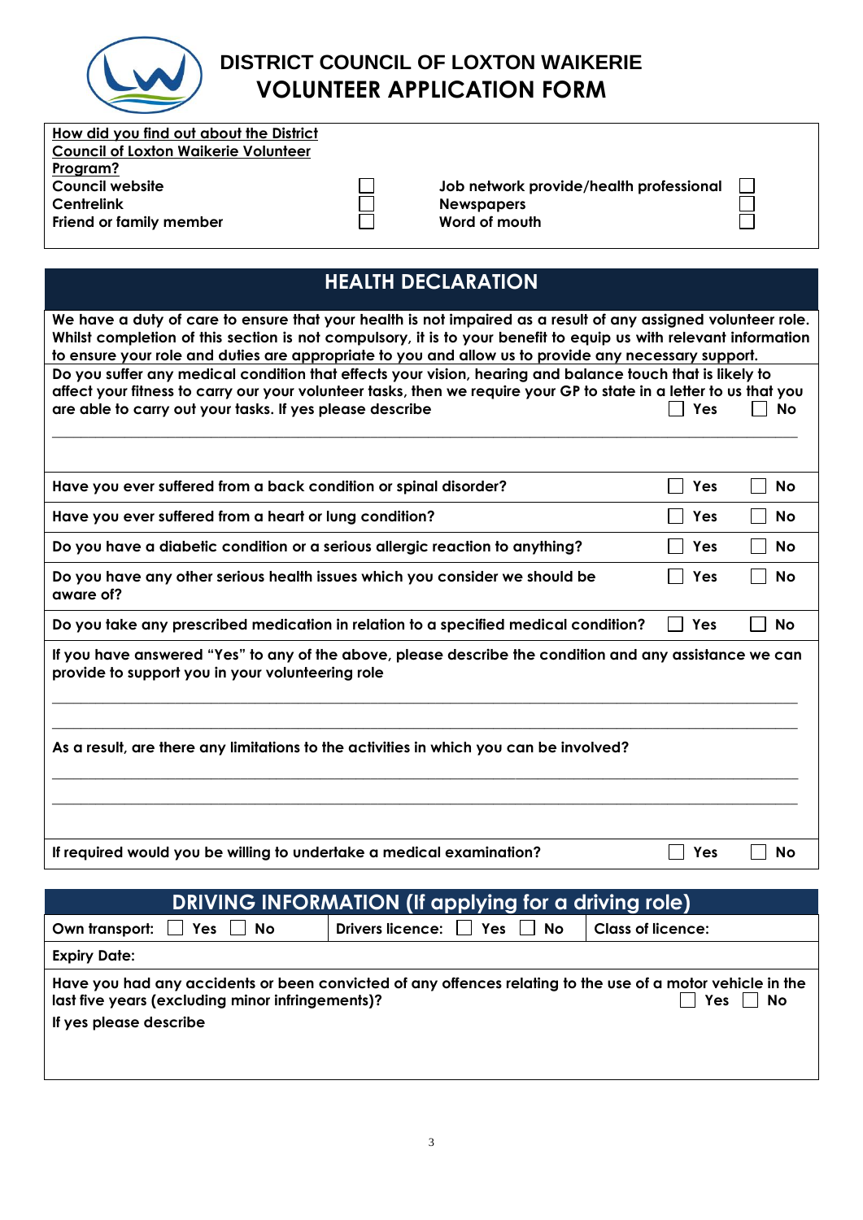# DISTRICT COUNCIL OF LOXTON WAIKERIE
## VOLUNTEER APPLICATION FORM

**How did you find out about the District Council of Loxton Waikerie Volunteer Program?**

| | | | |
|---|---|---|---|
| **Council website** | ☐ | **Job network provide/health professional** | ☐ |
| **Centrelink** | ☐ | **Newspapers** | ☐ |
| **Friend or family member** | ☐ | **Word of mouth** | ☐ |

## HEALTH DECLARATION

**We have a duty of care to ensure that your health is not impaired as a result of any assigned volunteer role. Whilst completion of this section is not compulsory, it is to your benefit to equip us with relevant information to ensure your role and duties are appropriate to you and allow us to provide any necessary support.**

**Do you suffer any medical condition that effects your vision, hearing and balance touch that is likely to affect your fitness to carry our your volunteer tasks, then we require your GP to state in a letter to us that you are able to carry out your tasks. If yes please describe** ☐ Yes ☐ No

\_\_\_\_\_\_\_\_\_\_\_\_\_\_\_\_\_\_\_\_\_\_\_\_\_\_\_\_\_\_\_\_\_\_\_\_\_\_\_\_\_\_\_\_\_\_\_\_\_\_\_\_\_\_\_\_\_\_\_\_\_\_\_\_\_\_\_\_\_\_

| | | |
|---|---|---|
| **Have you ever suffered from a back condition or spinal disorder?** | ☐ Yes | ☐ No |
| **Have you ever suffered from a heart or lung condition?** | ☐ Yes | ☐ No |
| **Do you have a diabetic condition or a serious allergic reaction to anything?** | ☐ Yes | ☐ No |
| **Do you have any other serious health issues which you consider we should be aware of?** | ☐ Yes | ☐ No |
| **Do you take any prescribed medication in relation to a specified medical condition?** | ☐ Yes | ☐ No |

**If you have answered "Yes" to any of the above, please describe the condition and any assistance we can provide to support you in your volunteering role**

\_\_\_\_\_\_\_\_\_\_\_\_\_\_\_\_\_\_\_\_\_\_\_\_\_\_\_\_\_\_\_\_\_\_\_\_\_\_\_\_\_\_\_\_\_\_\_\_\_\_\_\_\_\_\_\_\_\_\_\_\_\_\_\_\_\_\_\_\_\_

\_\_\_\_\_\_\_\_\_\_\_\_\_\_\_\_\_\_\_\_\_\_\_\_\_\_\_\_\_\_\_\_\_\_\_\_\_\_\_\_\_\_\_\_\_\_\_\_\_\_\_\_\_\_\_\_\_\_\_\_\_\_\_\_\_\_\_\_\_\_

**As a result, are there any limitations to the activities in which you can be involved?**

\_\_\_\_\_\_\_\_\_\_\_\_\_\_\_\_\_\_\_\_\_\_\_\_\_\_\_\_\_\_\_\_\_\_\_\_\_\_\_\_\_\_\_\_\_\_\_\_\_\_\_\_\_\_\_\_\_\_\_\_\_\_\_\_\_\_\_\_\_\_

\_\_\_\_\_\_\_\_\_\_\_\_\_\_\_\_\_\_\_\_\_\_\_\_\_\_\_\_\_\_\_\_\_\_\_\_\_\_\_\_\_\_\_\_\_\_\_\_\_\_\_\_\_\_\_\_\_\_\_\_\_\_\_\_\_\_\_\_\_\_

| | | |
|---|---|---|
| **If required would you be willing to undertake a medical examination?** | ☐ Yes | ☐ No |

## DRIVING INFORMATION (If applying for a driving role)

| | | |
|---|---|---|
| **Own transport:** ☐ Yes ☐ No | **Drivers licence:** ☐ Yes ☐ No | **Class of licence:** |
| **Expiry Date:** | | |

**Have you had any accidents or been convicted of any offences relating to the use of a motor vehicle in the last five years (excluding minor infringements)?** ☐ Yes ☐ No

**If yes please describe**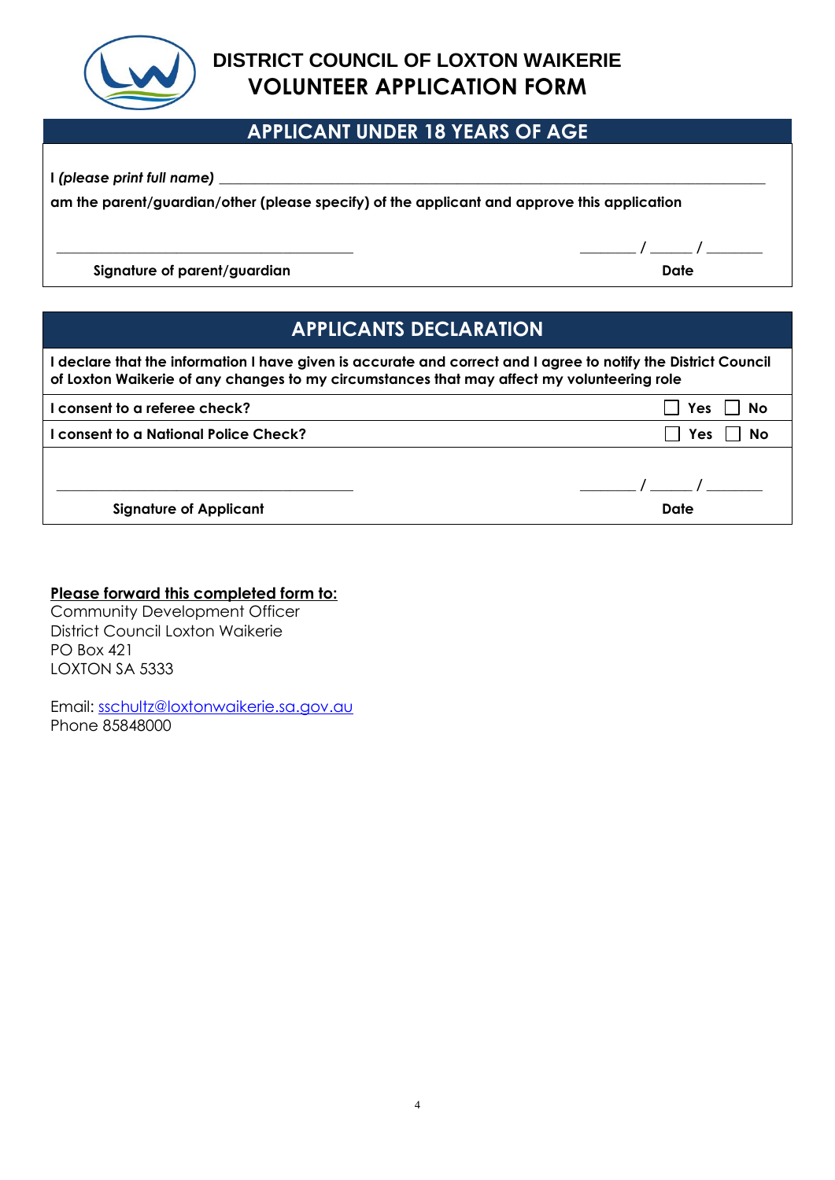# DISTRICT COUNCIL OF LOXTON WAIKERIE
# VOLUNTEER APPLICATION FORM

## APPLICANT UNDER 18 YEARS OF AGE

**I *(please print full name)*** ______________________________________________

**am the parent/guardian/other (please specify) of the applicant and approve this application**

______________________________ ______ / _____ / ______

**Signature of parent/guardian** **Date**

## APPLICANTS DECLARATION

**I declare that the information I have given is accurate and correct and I agree to notify the District Council of Loxton Waikerie of any changes to my circumstances that may affect my volunteering role**

| | |
|---|---|
| **I consent to a referee check?** | ☐ **Yes** ☐ **No** |
| **I consent to a National Police Check?** | ☐ **Yes** ☐ **No** |

______________________________ ______ / _____ / ______

**Signature of Applicant** **Date**

**<u>Please forward this completed form to:</u>**
Community Development Officer
District Council Loxton Waikerie
PO Box 421
LOXTON SA 5333

Email: sschultz@loxtonwaikerie.sa.gov.au
Phone 85848000